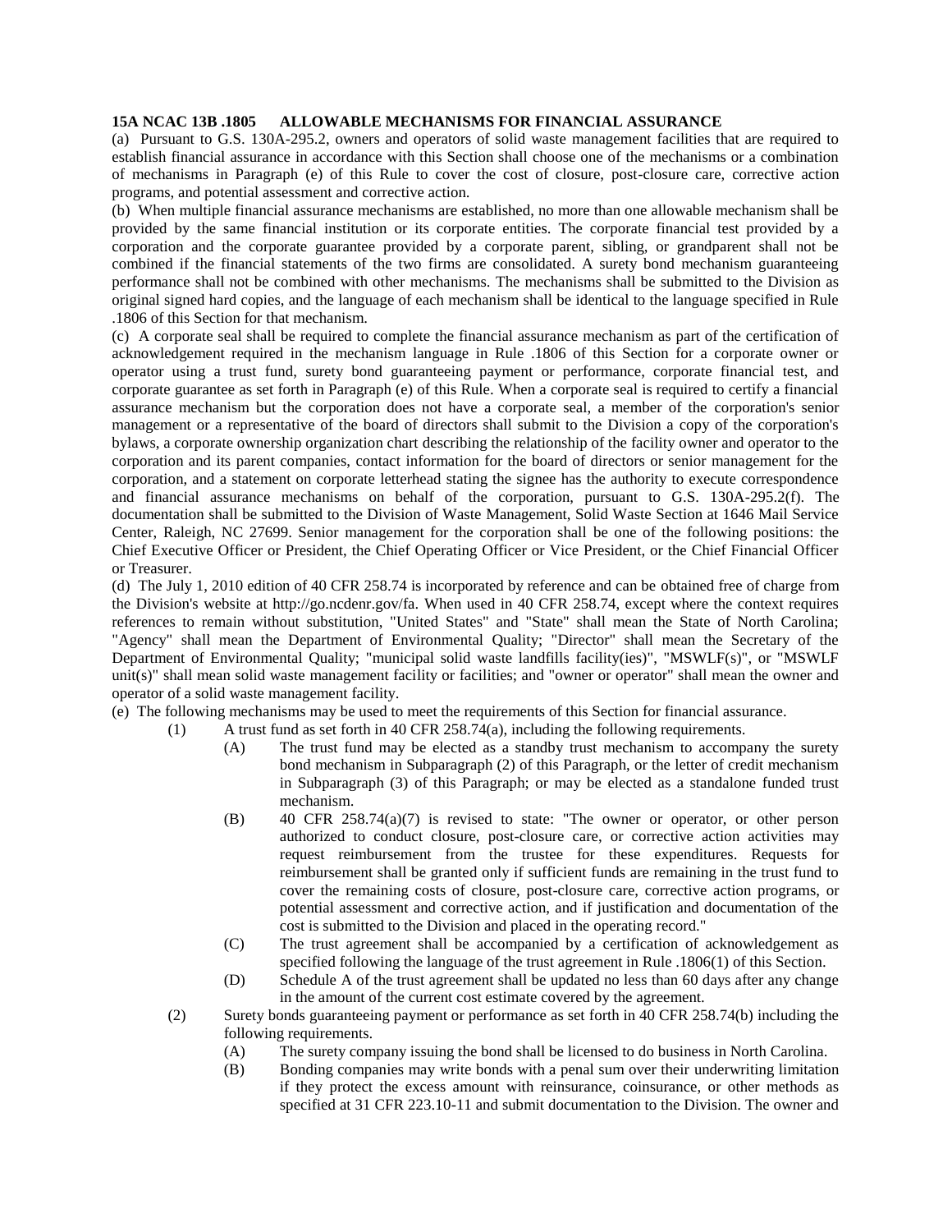**15A NCAC 13B .1805 ALLOWABLE MECHANISMS FOR FINANCIAL ASSURANCE**

(a) Pursuant to G.S. 130A-295.2, owners and operators of solid waste management facilities that are required to establish financial assurance in accordance with this Section shall choose one of the mechanisms or a combination of mechanisms in Paragraph (e) of this Rule to cover the cost of closure, post-closure care, corrective action programs, and potential assessment and corrective action.

(b) When multiple financial assurance mechanisms are established, no more than one allowable mechanism shall be provided by the same financial institution or its corporate entities. The corporate financial test provided by a corporation and the corporate guarantee provided by a corporate parent, sibling, or grandparent shall not be combined if the financial statements of the two firms are consolidated. A surety bond mechanism guaranteeing performance shall not be combined with other mechanisms. The mechanisms shall be submitted to the Division as original signed hard copies, and the language of each mechanism shall be identical to the language specified in Rule .1806 of this Section for that mechanism.

(c) A corporate seal shall be required to complete the financial assurance mechanism as part of the certification of acknowledgement required in the mechanism language in Rule .1806 of this Section for a corporate owner or operator using a trust fund, surety bond guaranteeing payment or performance, corporate financial test, and corporate guarantee as set forth in Paragraph (e) of this Rule. When a corporate seal is required to certify a financial assurance mechanism but the corporation does not have a corporate seal, a member of the corporation's senior management or a representative of the board of directors shall submit to the Division a copy of the corporation's bylaws, a corporate ownership organization chart describing the relationship of the facility owner and operator to the corporation and its parent companies, contact information for the board of directors or senior management for the corporation, and a statement on corporate letterhead stating the signee has the authority to execute correspondence and financial assurance mechanisms on behalf of the corporation, pursuant to G.S. 130A-295.2(f). The documentation shall be submitted to the Division of Waste Management, Solid Waste Section at 1646 Mail Service Center, Raleigh, NC 27699. Senior management for the corporation shall be one of the following positions: the Chief Executive Officer or President, the Chief Operating Officer or Vice President, or the Chief Financial Officer or Treasurer.

(d) The July 1, 2010 edition of 40 CFR 258.74 is incorporated by reference and can be obtained free of charge from the Division's website at http://go.ncdenr.gov/fa. When used in 40 CFR 258.74, except where the context requires references to remain without substitution, "United States" and "State" shall mean the State of North Carolina; "Agency" shall mean the Department of Environmental Quality; "Director" shall mean the Secretary of the Department of Environmental Quality; "municipal solid waste landfills facility(ies)", "MSWLF(s)", or "MSWLF unit(s)" shall mean solid waste management facility or facilities; and "owner or operator" shall mean the owner and operator of a solid waste management facility.

(e) The following mechanisms may be used to meet the requirements of this Section for financial assurance.

- (1) A trust fund as set forth in 40 CFR 258.74(a), including the following requirements.
  - (A) The trust fund may be elected as a standby trust mechanism to accompany the surety bond mechanism in Subparagraph (2) of this Paragraph, or the letter of credit mechanism in Subparagraph (3) of this Paragraph; or may be elected as a standalone funded trust mechanism.
  - (B) 40 CFR 258.74(a)(7) is revised to state: "The owner or operator, or other person authorized to conduct closure, post-closure care, or corrective action activities may request reimbursement from the trustee for these expenditures. Requests for reimbursement shall be granted only if sufficient funds are remaining in the trust fund to cover the remaining costs of closure, post-closure care, corrective action programs, or potential assessment and corrective action, and if justification and documentation of the cost is submitted to the Division and placed in the operating record."
  - (C) The trust agreement shall be accompanied by a certification of acknowledgement as specified following the language of the trust agreement in Rule .1806(1) of this Section.
  - (D) Schedule A of the trust agreement shall be updated no less than 60 days after any change in the amount of the current cost estimate covered by the agreement.
- (2) Surety bonds guaranteeing payment or performance as set forth in 40 CFR 258.74(b) including the following requirements.
  - (A) The surety company issuing the bond shall be licensed to do business in North Carolina.
  - (B) Bonding companies may write bonds with a penal sum over their underwriting limitation if they protect the excess amount with reinsurance, coinsurance, or other methods as specified at 31 CFR 223.10-11 and submit documentation to the Division. The owner and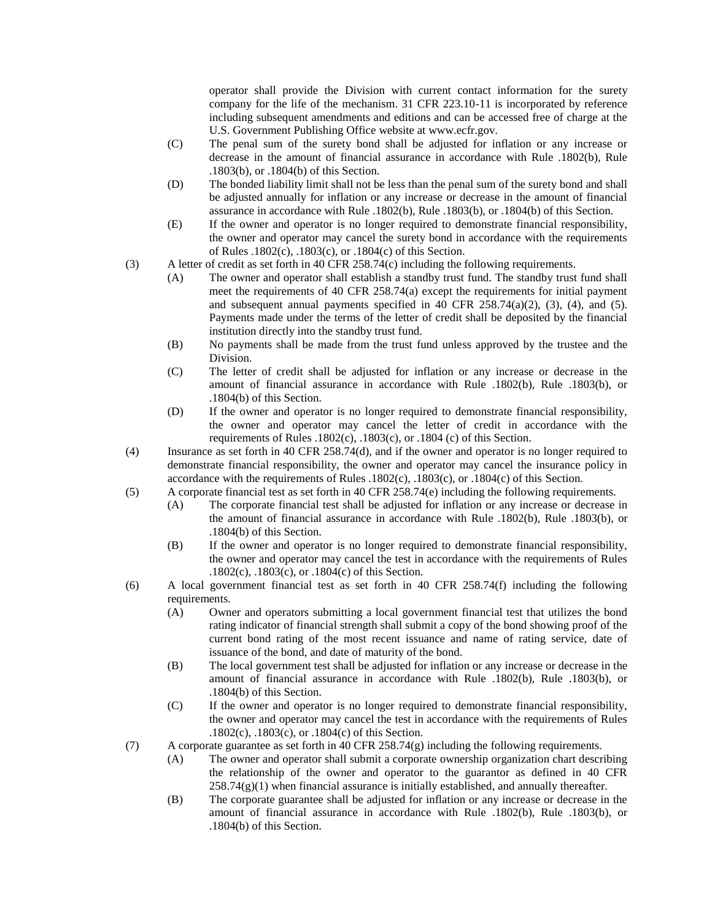operator shall provide the Division with current contact information for the surety company for the life of the mechanism. 31 CFR 223.10-11 is incorporated by reference including subsequent amendments and editions and can be accessed free of charge at the U.S. Government Publishing Office website at www.ecfr.gov.

- (C) The penal sum of the surety bond shall be adjusted for inflation or any increase or decrease in the amount of financial assurance in accordance with Rule .1802(b), Rule .1803(b), or .1804(b) of this Section.
- (D) The bonded liability limit shall not be less than the penal sum of the surety bond and shall be adjusted annually for inflation or any increase or decrease in the amount of financial assurance in accordance with Rule .1802(b), Rule .1803(b), or .1804(b) of this Section.
- (E) If the owner and operator is no longer required to demonstrate financial responsibility, the owner and operator may cancel the surety bond in accordance with the requirements of Rules .1802(c), .1803(c), or .1804(c) of this Section.

(3) A letter of credit as set forth in 40 CFR 258.74(c) including the following requirements.

- (A) The owner and operator shall establish a standby trust fund. The standby trust fund shall meet the requirements of 40 CFR 258.74(a) except the requirements for initial payment and subsequent annual payments specified in 40 CFR 258.74(a)(2), (3), (4), and (5). Payments made under the terms of the letter of credit shall be deposited by the financial institution directly into the standby trust fund.
- (B) No payments shall be made from the trust fund unless approved by the trustee and the Division.
- (C) The letter of credit shall be adjusted for inflation or any increase or decrease in the amount of financial assurance in accordance with Rule .1802(b), Rule .1803(b), or .1804(b) of this Section.
- (D) If the owner and operator is no longer required to demonstrate financial responsibility, the owner and operator may cancel the letter of credit in accordance with the requirements of Rules .1802(c), .1803(c), or .1804 (c) of this Section.

(4) Insurance as set forth in 40 CFR 258.74(d), and if the owner and operator is no longer required to demonstrate financial responsibility, the owner and operator may cancel the insurance policy in accordance with the requirements of Rules .1802(c), .1803(c), or .1804(c) of this Section.

(5) A corporate financial test as set forth in 40 CFR 258.74(e) including the following requirements.

- (A) The corporate financial test shall be adjusted for inflation or any increase or decrease in the amount of financial assurance in accordance with Rule .1802(b), Rule .1803(b), or .1804(b) of this Section.
- (B) If the owner and operator is no longer required to demonstrate financial responsibility, the owner and operator may cancel the test in accordance with the requirements of Rules .1802(c), .1803(c), or .1804(c) of this Section.

(6) A local government financial test as set forth in 40 CFR 258.74(f) including the following requirements.

- (A) Owner and operators submitting a local government financial test that utilizes the bond rating indicator of financial strength shall submit a copy of the bond showing proof of the current bond rating of the most recent issuance and name of rating service, date of issuance of the bond, and date of maturity of the bond.
- (B) The local government test shall be adjusted for inflation or any increase or decrease in the amount of financial assurance in accordance with Rule .1802(b), Rule .1803(b), or .1804(b) of this Section.
- (C) If the owner and operator is no longer required to demonstrate financial responsibility, the owner and operator may cancel the test in accordance with the requirements of Rules .1802(c), .1803(c), or .1804(c) of this Section.

(7) A corporate guarantee as set forth in 40 CFR 258.74(g) including the following requirements.

- (A) The owner and operator shall submit a corporate ownership organization chart describing the relationship of the owner and operator to the guarantor as defined in 40 CFR 258.74(g)(1) when financial assurance is initially established, and annually thereafter.
- (B) The corporate guarantee shall be adjusted for inflation or any increase or decrease in the amount of financial assurance in accordance with Rule .1802(b), Rule .1803(b), or .1804(b) of this Section.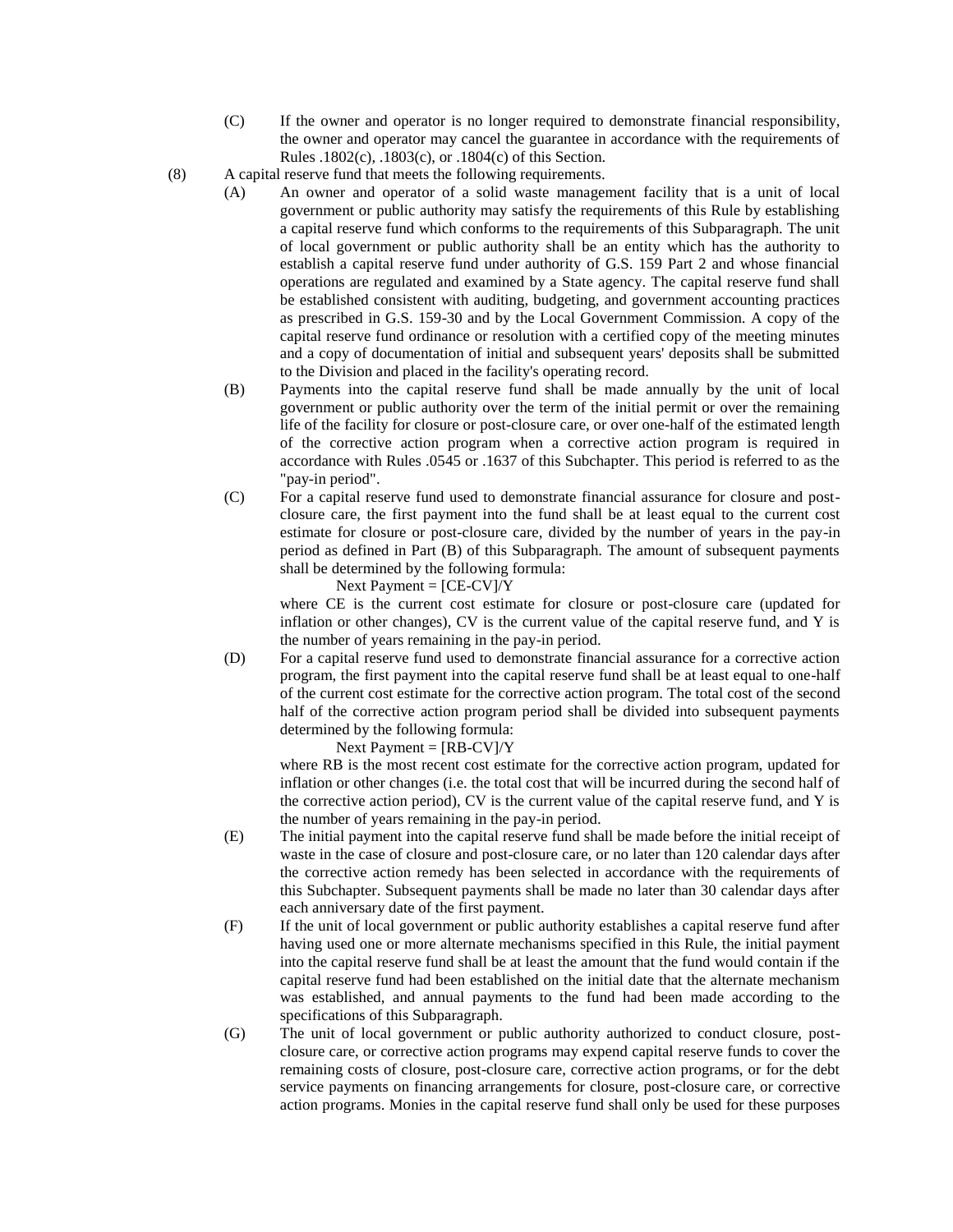(C) If the owner and operator is no longer required to demonstrate financial responsibility, the owner and operator may cancel the guarantee in accordance with the requirements of Rules .1802(c), .1803(c), or .1804(c) of this Section.

(8) A capital reserve fund that meets the following requirements.

(A) An owner and operator of a solid waste management facility that is a unit of local government or public authority may satisfy the requirements of this Rule by establishing a capital reserve fund which conforms to the requirements of this Subparagraph. The unit of local government or public authority shall be an entity which has the authority to establish a capital reserve fund under authority of G.S. 159 Part 2 and whose financial operations are regulated and examined by a State agency. The capital reserve fund shall be established consistent with auditing, budgeting, and government accounting practices as prescribed in G.S. 159-30 and by the Local Government Commission. A copy of the capital reserve fund ordinance or resolution with a certified copy of the meeting minutes and a copy of documentation of initial and subsequent years' deposits shall be submitted to the Division and placed in the facility's operating record.

(B) Payments into the capital reserve fund shall be made annually by the unit of local government or public authority over the term of the initial permit or over the remaining life of the facility for closure or post-closure care, or over one-half of the estimated length of the corrective action program when a corrective action program is required in accordance with Rules .0545 or .1637 of this Subchapter. This period is referred to as the "pay-in period".

(C) For a capital reserve fund used to demonstrate financial assurance for closure and post-closure care, the first payment into the fund shall be at least equal to the current cost estimate for closure or post-closure care, divided by the number of years in the pay-in period as defined in Part (B) of this Subparagraph. The amount of subsequent payments shall be determined by the following formula:

$$\text{Next Payment} = [CE-CV]/Y$$

where CE is the current cost estimate for closure or post-closure care (updated for inflation or other changes), CV is the current value of the capital reserve fund, and Y is the number of years remaining in the pay-in period.

(D) For a capital reserve fund used to demonstrate financial assurance for a corrective action program, the first payment into the capital reserve fund shall be at least equal to one-half of the current cost estimate for the corrective action program. The total cost of the second half of the corrective action program period shall be divided into subsequent payments determined by the following formula:

$$\text{Next Payment} = [RB-CV]/Y$$

where RB is the most recent cost estimate for the corrective action program, updated for inflation or other changes (i.e. the total cost that will be incurred during the second half of the corrective action period), CV is the current value of the capital reserve fund, and Y is the number of years remaining in the pay-in period.

(E) The initial payment into the capital reserve fund shall be made before the initial receipt of waste in the case of closure and post-closure care, or no later than 120 calendar days after the corrective action remedy has been selected in accordance with the requirements of this Subchapter. Subsequent payments shall be made no later than 30 calendar days after each anniversary date of the first payment.

(F) If the unit of local government or public authority establishes a capital reserve fund after having used one or more alternate mechanisms specified in this Rule, the initial payment into the capital reserve fund shall be at least the amount that the fund would contain if the capital reserve fund had been established on the initial date that the alternate mechanism was established, and annual payments to the fund had been made according to the specifications of this Subparagraph.

(G) The unit of local government or public authority authorized to conduct closure, post-closure care, or corrective action programs may expend capital reserve funds to cover the remaining costs of closure, post-closure care, corrective action programs, or for the debt service payments on financing arrangements for closure, post-closure care, or corrective action programs. Monies in the capital reserve fund shall only be used for these purposes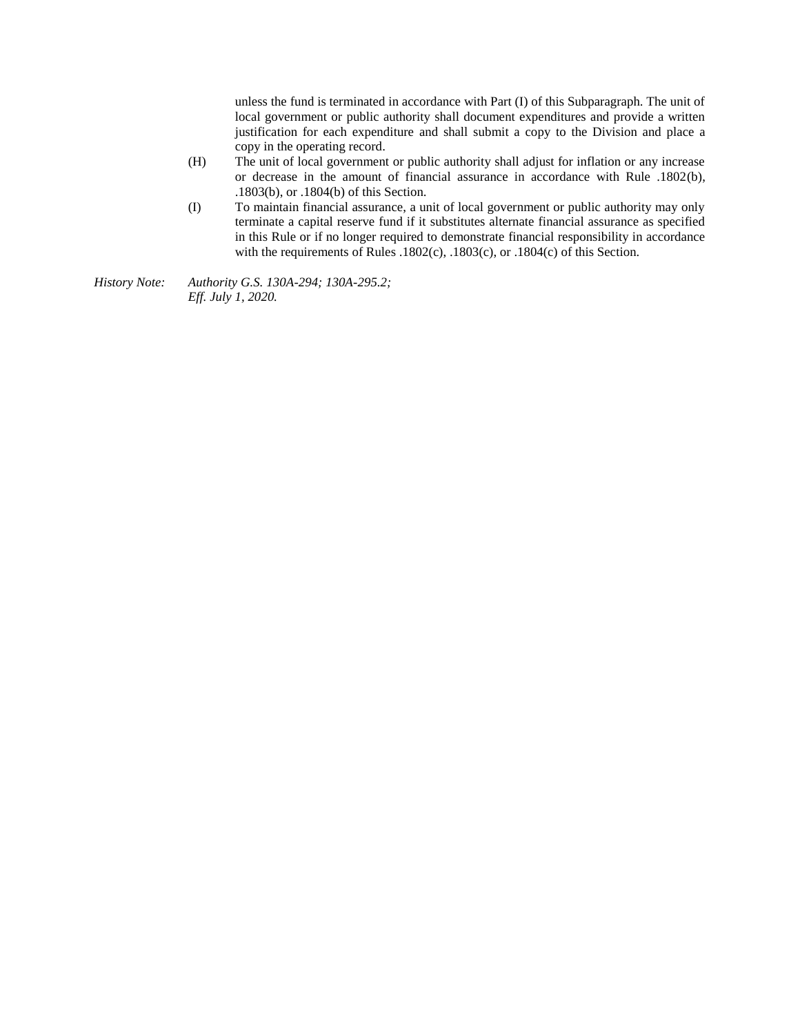unless the fund is terminated in accordance with Part (I) of this Subparagraph. The unit of local government or public authority shall document expenditures and provide a written justification for each expenditure and shall submit a copy to the Division and place a copy in the operating record.

(H) The unit of local government or public authority shall adjust for inflation or any increase or decrease in the amount of financial assurance in accordance with Rule .1802(b), .1803(b), or .1804(b) of this Section.

(I) To maintain financial assurance, a unit of local government or public authority may only terminate a capital reserve fund if it substitutes alternate financial assurance as specified in this Rule or if no longer required to demonstrate financial responsibility in accordance with the requirements of Rules .1802(c), .1803(c), or .1804(c) of this Section.

*History Note: Authority G.S. 130A-294; 130A-295.2;*
*Eff. July 1, 2020.*